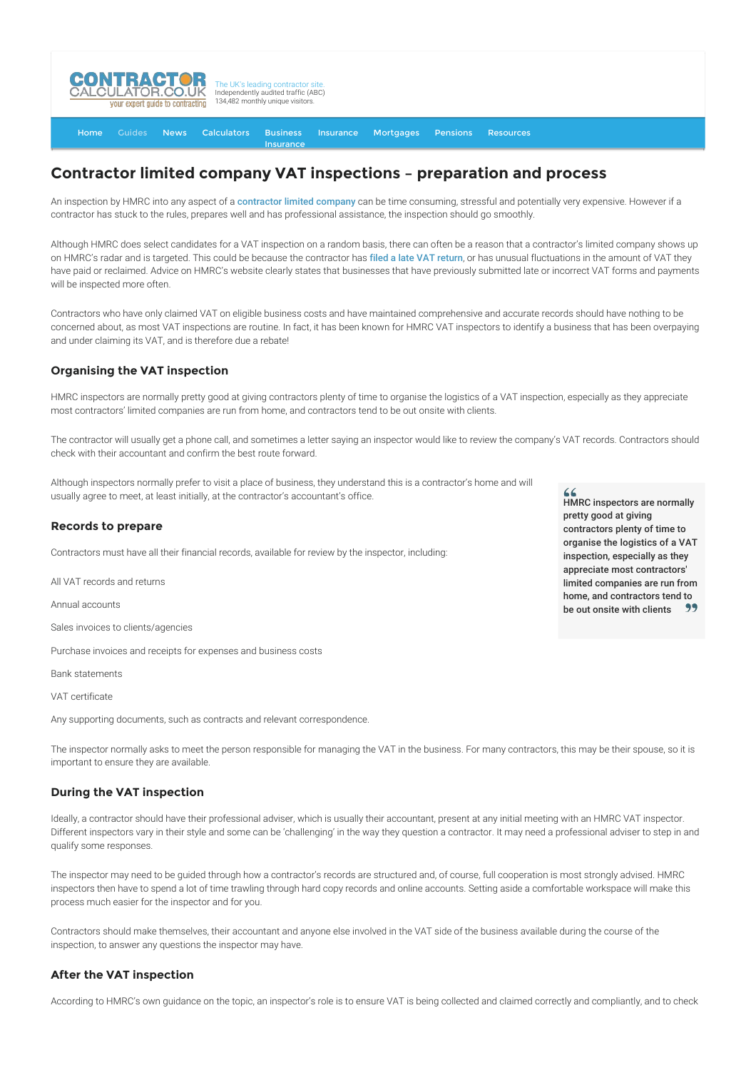CONTRACTOR CALCULATOR.CO.UK your expert guide to contracting

The UK's leading contractor site. Independently audited traffic (ABC) 134,482 monthly unique visitors.

Home Guides News Calculators Business Insurance Insurance Mortgages Pensions Resources

# Contractor limited company VAT inspections – preparation and process

An inspection by HMRC into any aspect of a contractor limited company can be time consuming, stressful and potentially very expensive. However if a contractor has stuck to the rules, prepares well and has professional assistance, the inspection should go smoothly.

Although HMRC does select candidates for a VAT inspection on a random basis, there can often be a reason that a contractor's limited company shows up on HMRC's radar and is targeted. This could be because the contractor has filed a late VAT return, or has unusual fluctuations in the amount of VAT they have paid or reclaimed. Advice on HMRC's website clearly states that businesses that have previously submitted late or incorrect VAT forms and payments will be inspected more often.

Contractors who have only claimed VAT on eligible business costs and have maintained comprehensive and accurate records should have nothing to be concerned about, as most VAT inspections are routine. In fact, it has been known for HMRC VAT inspectors to identify a business that has been overpaying and under claiming its VAT, and is therefore due a rebate!

## Organising the VAT inspection

HMRC inspectors are normally pretty good at giving contractors plenty of time to organise the logistics of a VAT inspection, especially as they appreciate most contractors' limited companies are run from home, and contractors tend to be out onsite with clients.

The contractor will usually get a phone call, and sometimes a letter saying an inspector would like to review the company's VAT records. Contractors should check with their accountant and confirm the best route forward.

Although inspectors normally prefer to visit a place of business, they understand this is a contractor's home and will usually agree to meet, at least initially, at the contractor's accountant's office.

> "HMRC inspectors are normally pretty good at giving contractors plenty of time to organise the logistics of a VAT inspection, especially as they appreciate most contractors' limited companies are run from home, and contractors tend to be out onsite with clients"

## Records to prepare

Contractors must have all their financial records, available for review by the inspector, including:

All VAT records and returns

Annual accounts

Sales invoices to clients/agencies

Purchase invoices and receipts for expenses and business costs

Bank statements

VAT certificate

Any supporting documents, such as contracts and relevant correspondence.

The inspector normally asks to meet the person responsible for managing the VAT in the business. For many contractors, this may be their spouse, so it is important to ensure they are available.

## During the VAT inspection

Ideally, a contractor should have their professional adviser, which is usually their accountant, present at any initial meeting with an HMRC VAT inspector. Different inspectors vary in their style and some can be 'challenging' in the way they question a contractor. It may need a professional adviser to step in and qualify some responses.

The inspector may need to be guided through how a contractor's records are structured and, of course, full cooperation is most strongly advised. HMRC inspectors then have to spend a lot of time trawling through hard copy records and online accounts. Setting aside a comfortable workspace will make this process much easier for the inspector and for you.

Contractors should make themselves, their accountant and anyone else involved in the VAT side of the business available during the course of the inspection, to answer any questions the inspector may have.

## After the VAT inspection

According to HMRC's own guidance on the topic, an inspector's role is to ensure VAT is being collected and claimed correctly and compliantly, and to check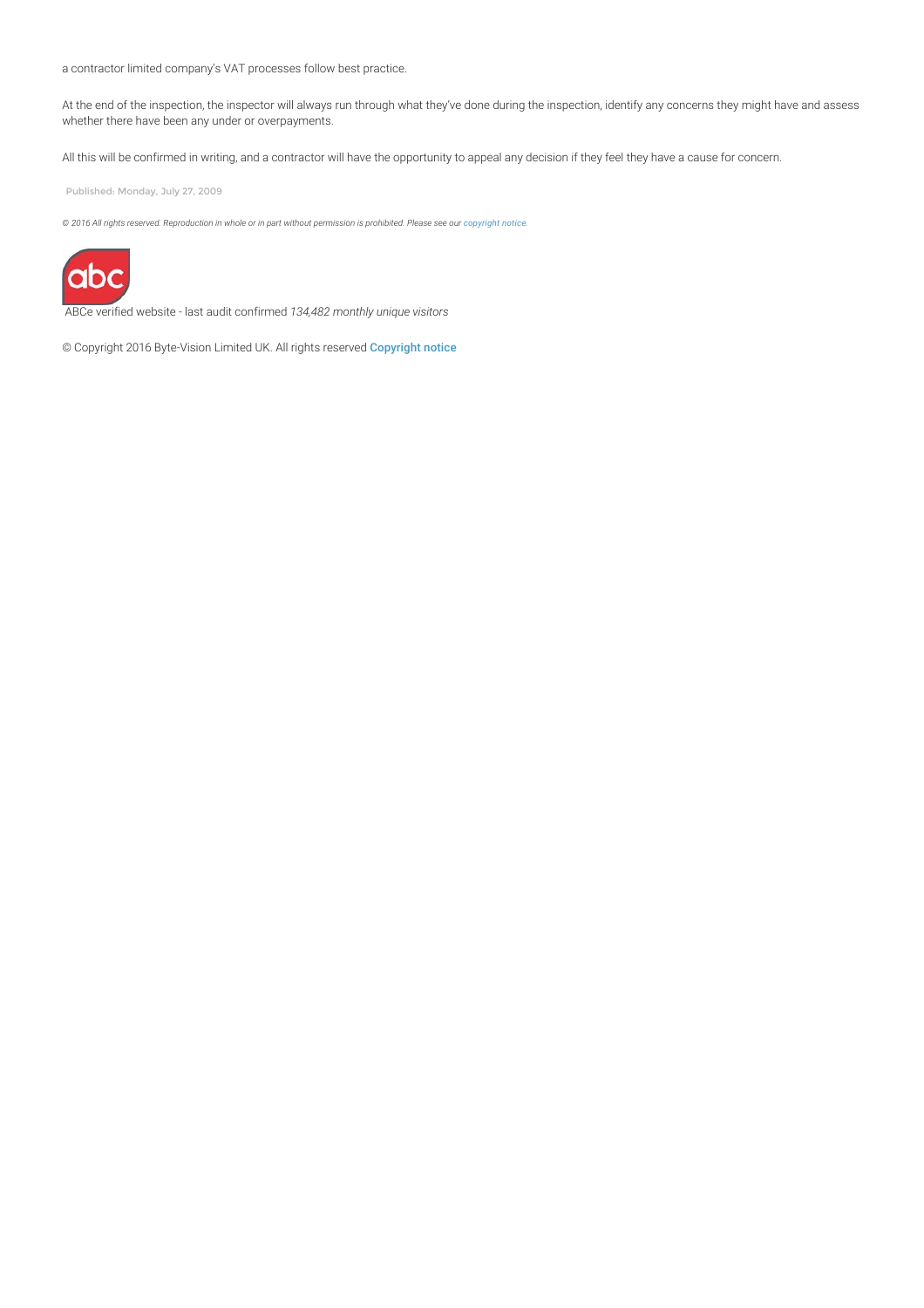a contractor limited company's VAT processes follow best practice.

At the end of the inspection, the inspector will always run through what they've done during the inspection, identify any concerns they might have and assess whether there have been any under or overpayments.

All this will be confirmed in writing, and a contractor will have the opportunity to appeal any decision if they feel they have a cause for concern.

Published: Monday, July 27, 2009

*© 2016 All rights reserved. Reproduction in whole or in part without permission is prohibited. Please see our copyright notice.*

ABCe verified website - last audit confirmed *134,482 monthly unique visitors*

© Copyright 2016 Byte-Vision Limited UK. All rights reserved **Copyright notice**